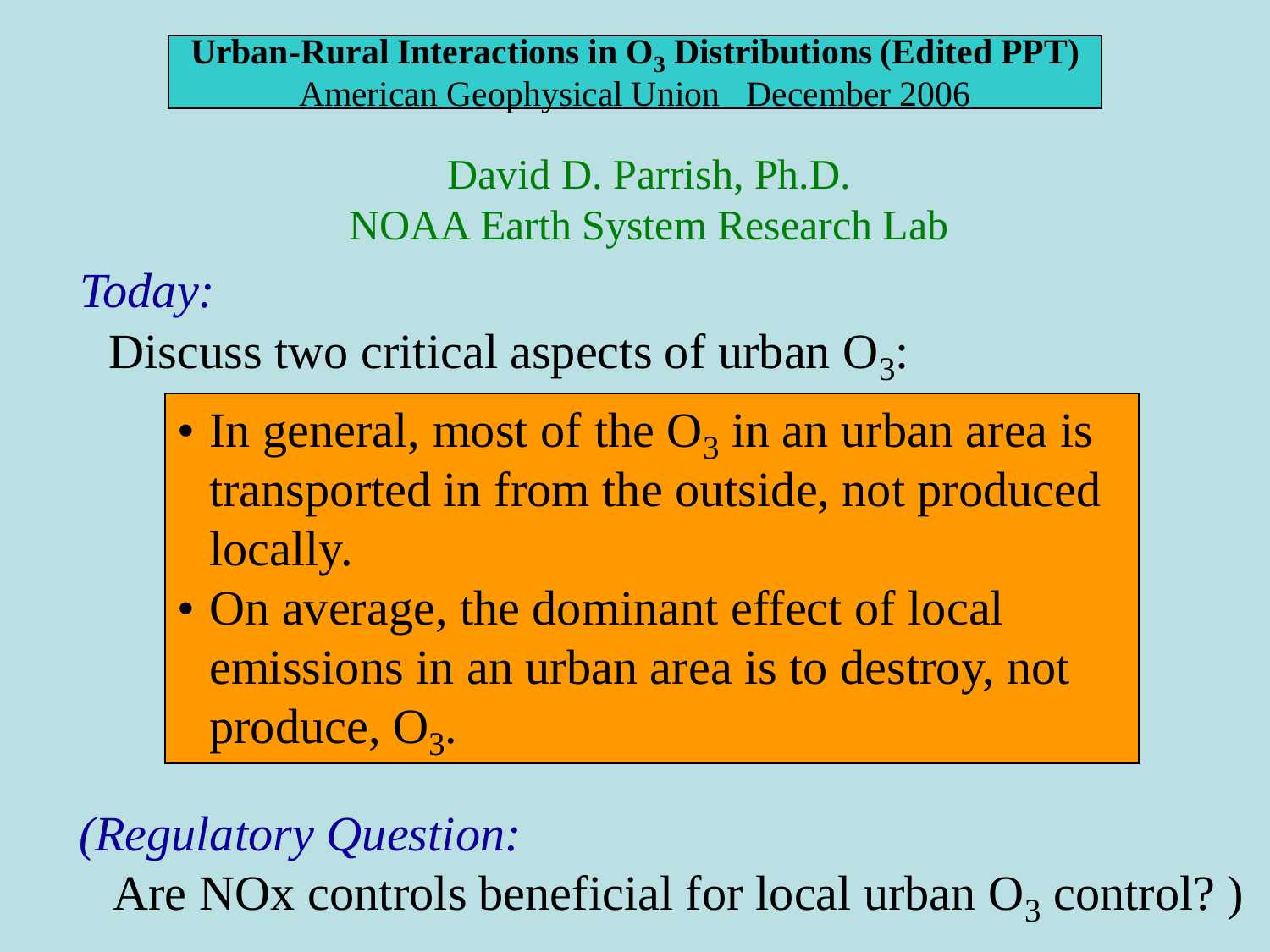# Urban-Rural Interactions in $O_3$ Distributions (Edited PPT)

American Geophysical Union December 2006

David D. Parrish, Ph.D.
NOAA Earth System Research Lab

*Today:*

Discuss two critical aspects of urban $O_3$:

- In general, most of the $O_3$ in an urban area is transported in from the outside, not produced locally.
- On average, the dominant effect of local emissions in an urban area is to destroy, not produce, $O_3$.

*(Regulatory Question:*

Are NOx controls beneficial for local urban $O_3$ control? )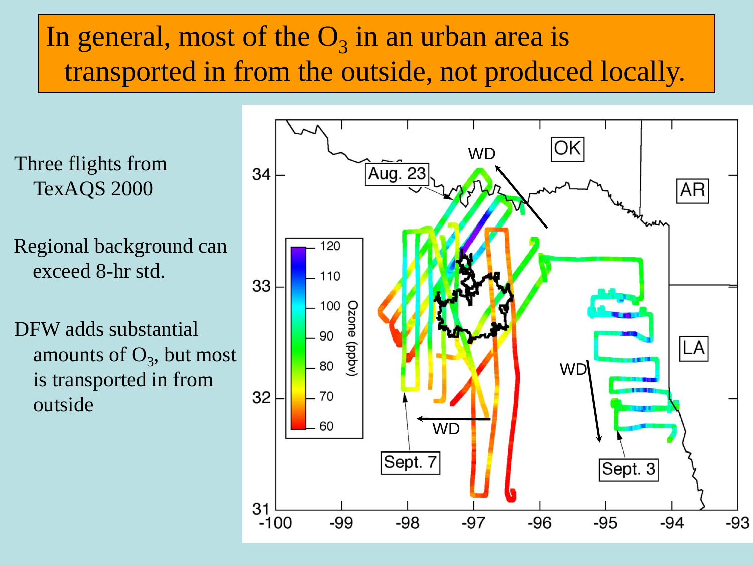# In general, most of the $O_3$ in an urban area is transported in from the outside, not produced locally.

Three flights from TexAQS 2000

Regional background can exceed 8-hr std.

DFW adds substantial amounts of $O_3$, but most is transported in from outside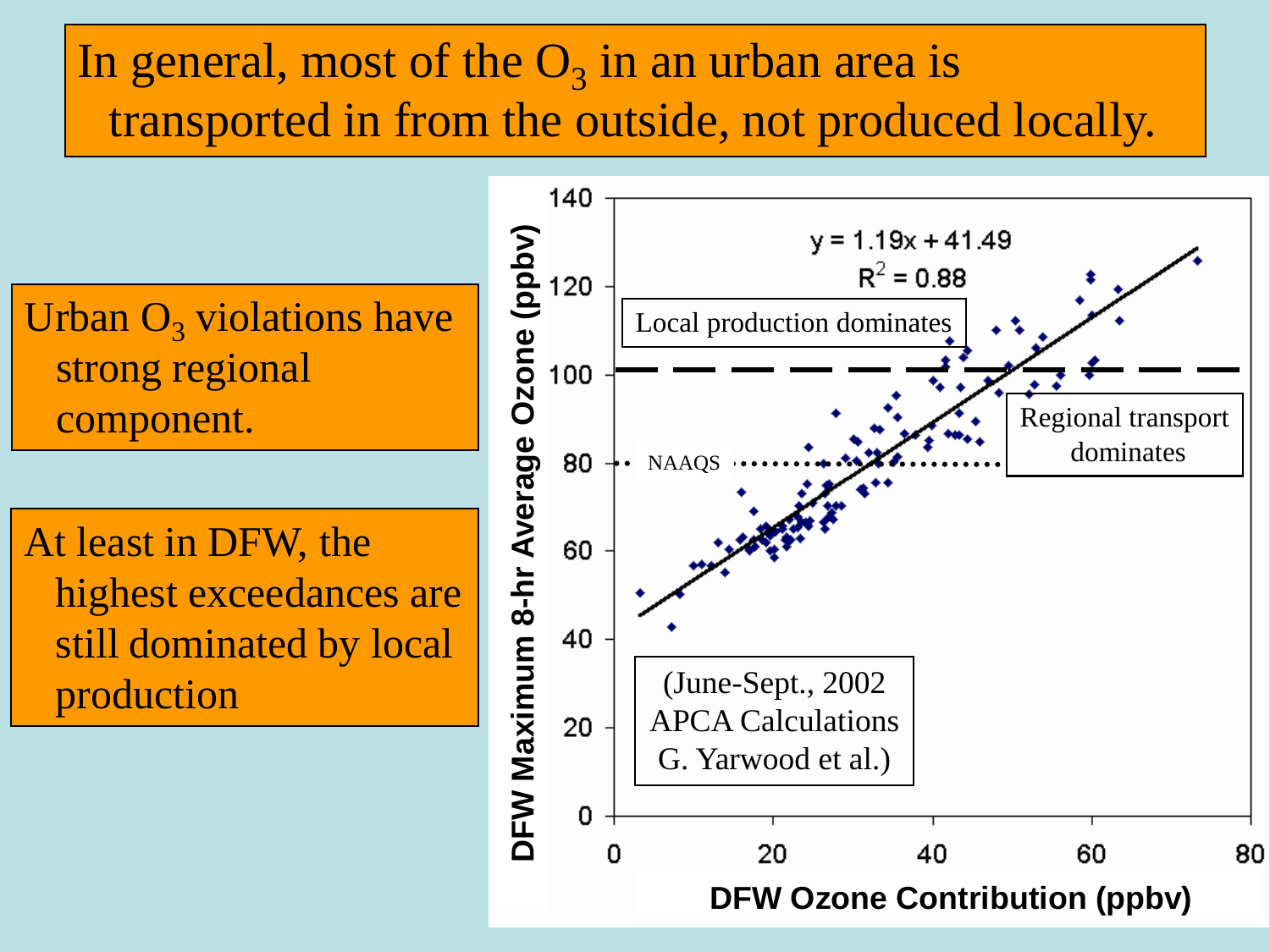# In general, most of the $O_3$ in an urban area is transported in from the outside, not produced locally.

Urban $O_3$ violations have strong regional component.

At least in DFW, the highest exceedances are still dominated by local production

$y = 1.19x + 41.49$

$R^2 = 0.88$

Local production dominates

Regional transport dominates

NAAQS

(June-Sept., 2002 APCA Calculations G. Yarwood et al.)

DFW Maximum 8-hr Average Ozone (ppbv)

DFW Ozone Contribution (ppbv)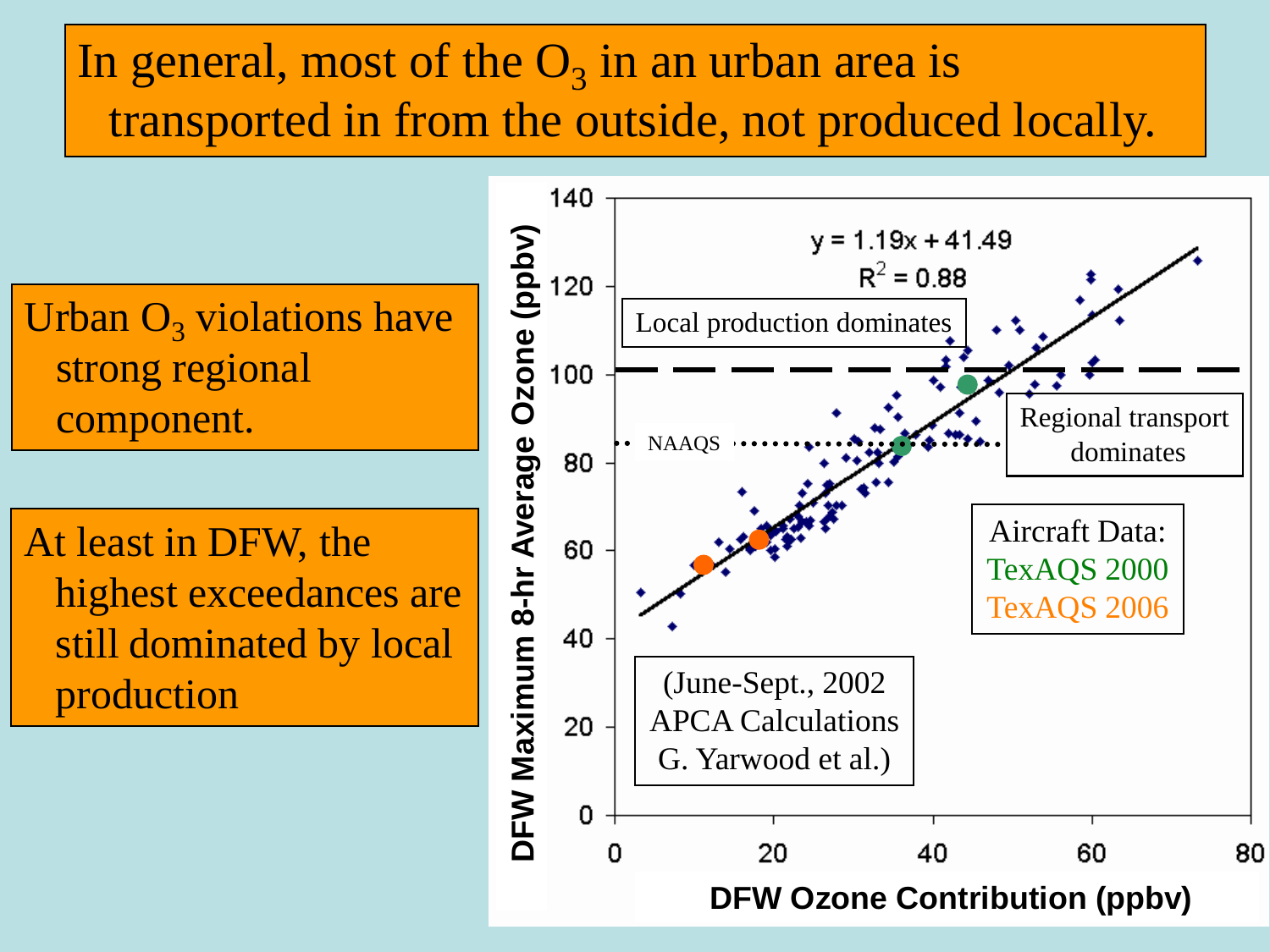# In general, most of the $O_3$ in an urban area is transported in from the outside, not produced locally.

Urban $O_3$ violations have strong regional component.

At least in DFW, the highest exceedances are still dominated by local production

$y = 1.19x + 41.49$

$R^2 = 0.88$

Local production dominates

Regional transport dominates

NAAQS

Aircraft Data:
TexAQS 2000
TexAQS 2006

(June-Sept., 2002 APCA Calculations G. Yarwood et al.)

DFW Maximum 8-hr Average Ozone (ppbv)

DFW Ozone Contribution (ppbv)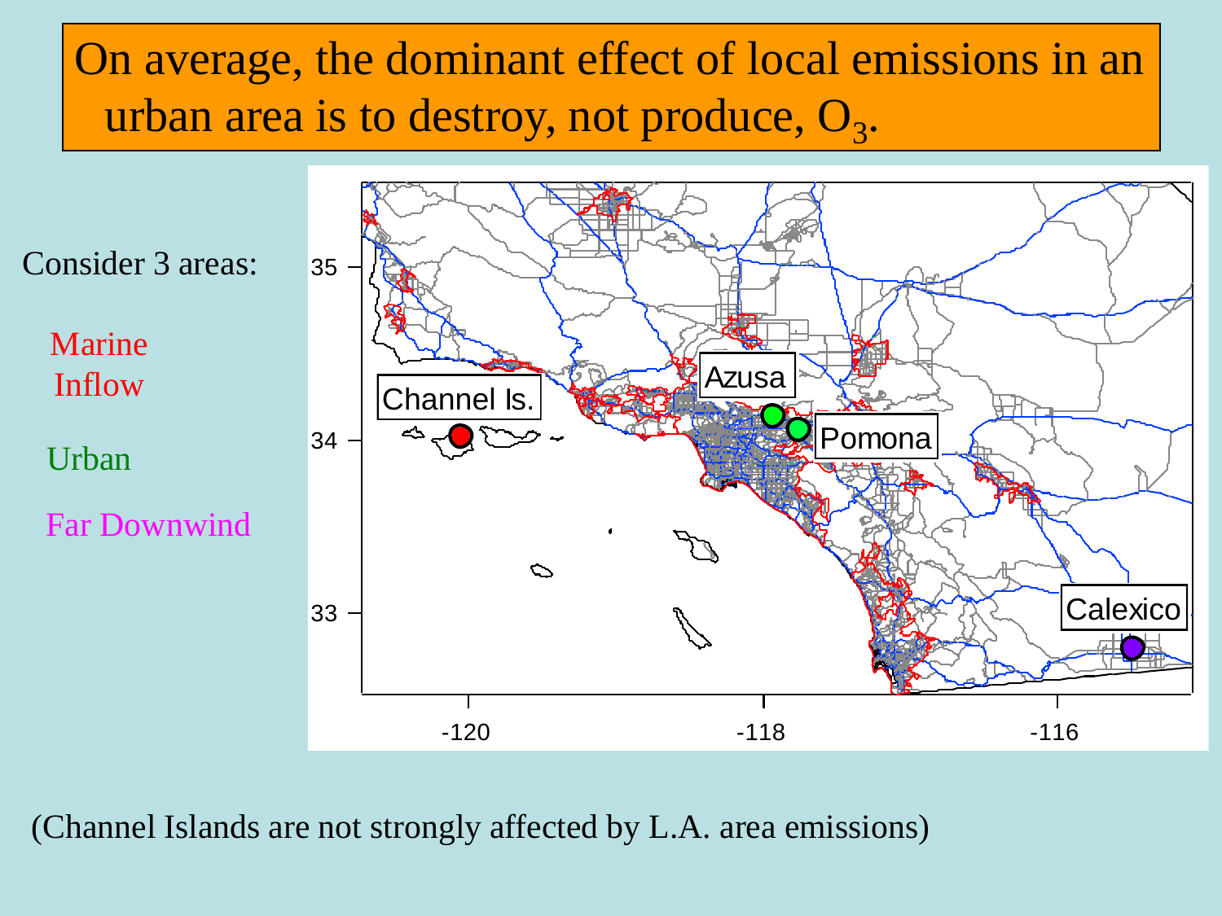# On average, the dominant effect of local emissions in an urban area is to destroy, not produce, $O_3$.

Consider 3 areas:

- Marine Inflow
- Urban
- Far Downwind

(Channel Islands are not strongly affected by L.A. area emissions)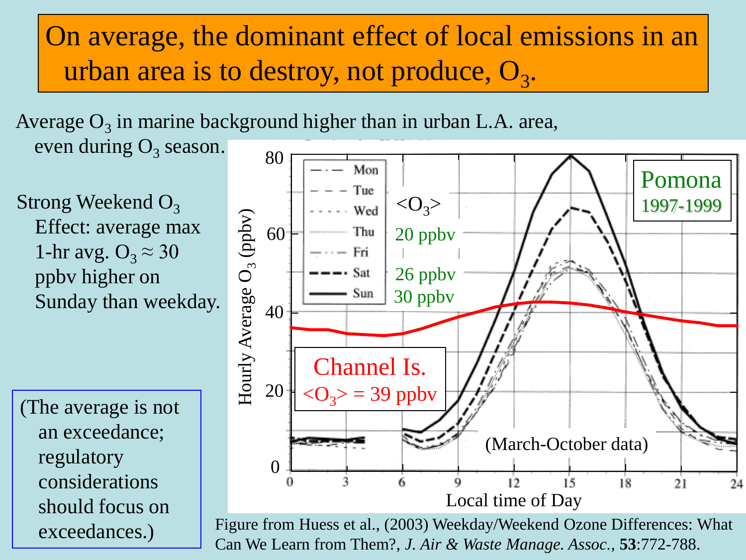# On average, the dominant effect of local emissions in an urban area is to destroy, not produce, $O_3$.

Average $O_3$ in marine background higher than in urban L.A. area, even during $O_3$ season.

Strong Weekend $O_3$ Effect: average max 1-hr avg. $O_3 \approx 30$ ppbv higher on Sunday than weekday.

(The average is not an exceedance; regulatory considerations should focus on exceedances.)

Figure from Huess et al., (2003) Weekday/Weekend Ozone Differences: What Can We Learn from Them?, *J. Air & Waste Manage. Assoc.*, **53**:772-788.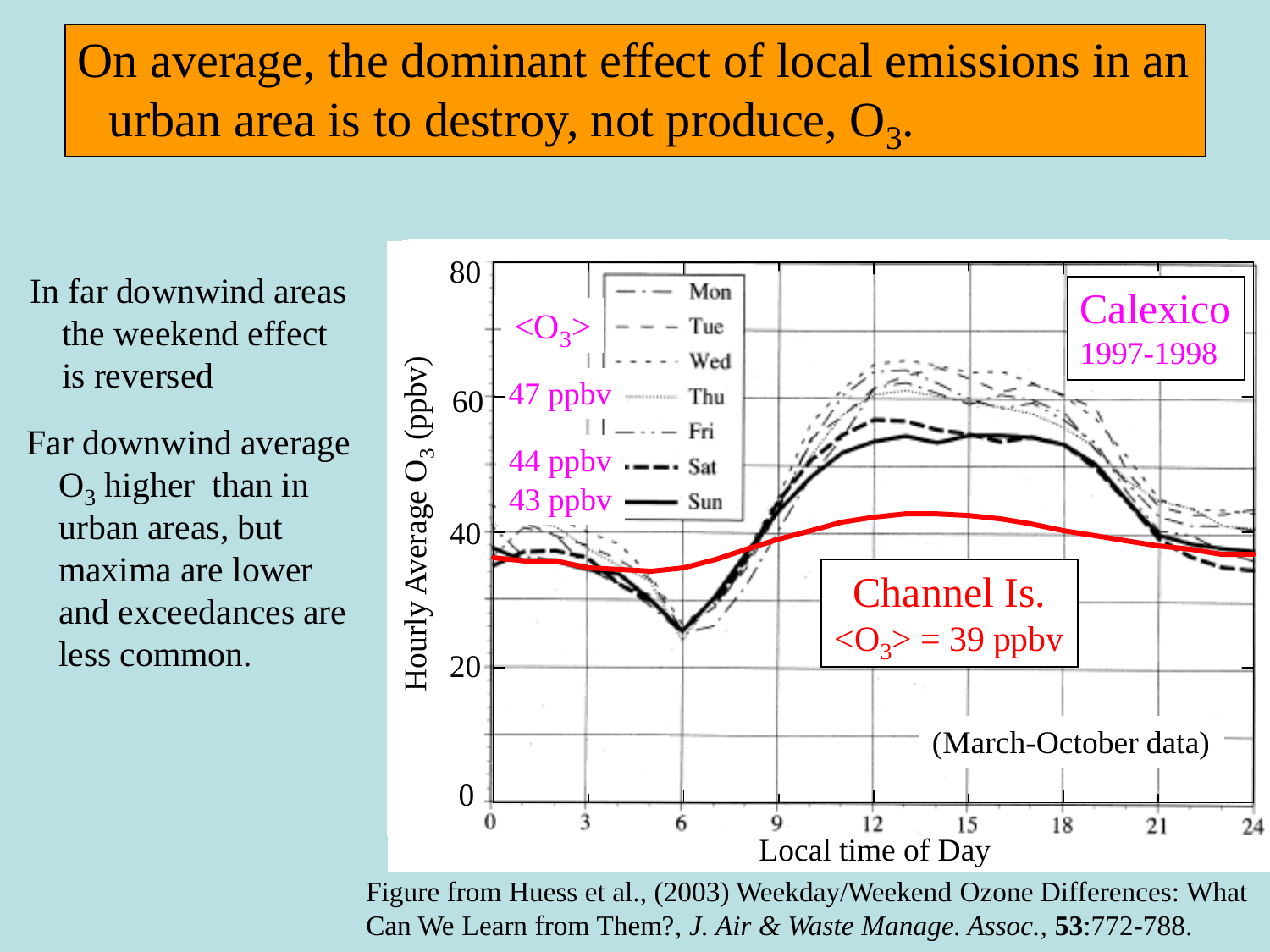# On average, the dominant effect of local emissions in an urban area is to destroy, not produce, $O_3$.

In far downwind areas the weekend effect is reversed

Far downwind average $O_3$ higher than in urban areas, but maxima are lower and exceedances are less common.

Figure from Huess et al., (2003) Weekday/Weekend Ozone Differences: What Can We Learn from Them?, *J. Air & Waste Manage. Assoc.*, **53**:772-788.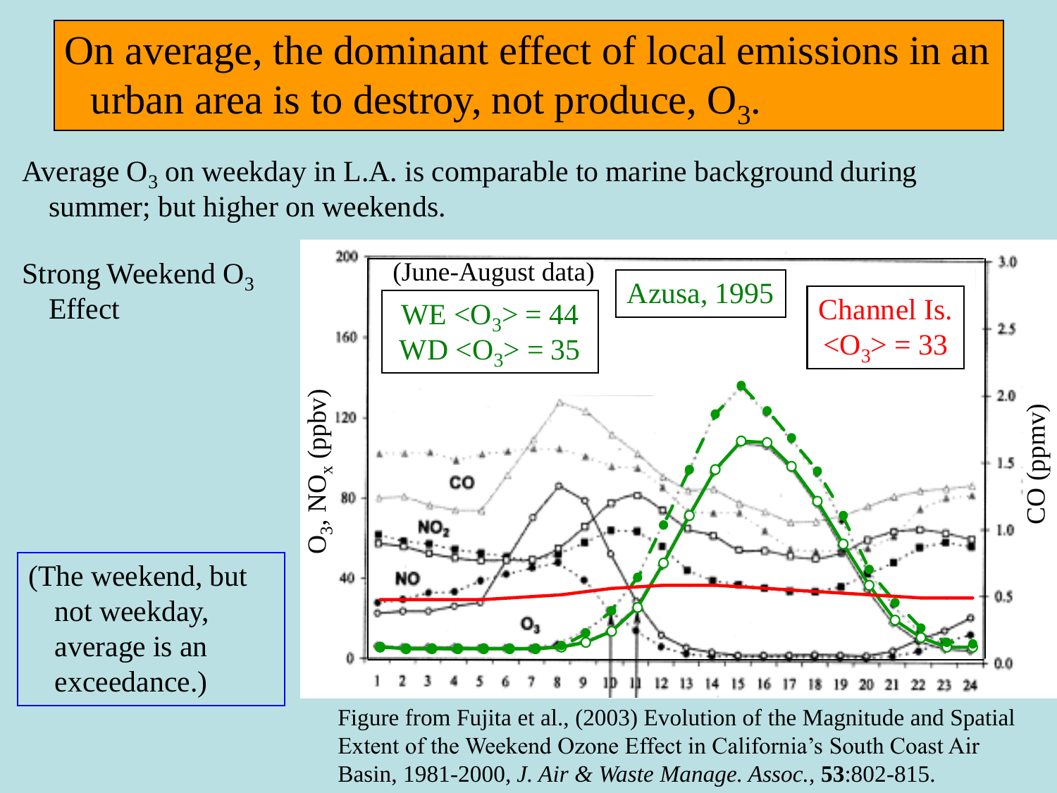# On average, the dominant effect of local emissions in an urban area is to destroy, not produce, $O_3$.

Average $O_3$ on weekday in L.A. is comparable to marine background during summer; but higher on weekends.

Strong Weekend $O_3$ Effect

(The weekend, but not weekday, average is an exceedance.)

(June-August data)

WE $\langle O_3 \rangle$ = 44
WD $\langle O_3 \rangle$ = 35

Azusa, 1995

Channel Is. $\langle O_3 \rangle$ = 33

Figure from Fujita et al., (2003) Evolution of the Magnitude and Spatial Extent of the Weekend Ozone Effect in California's South Coast Air Basin, 1981-2000, *J. Air & Waste Manage. Assoc.*, **53**:802-815.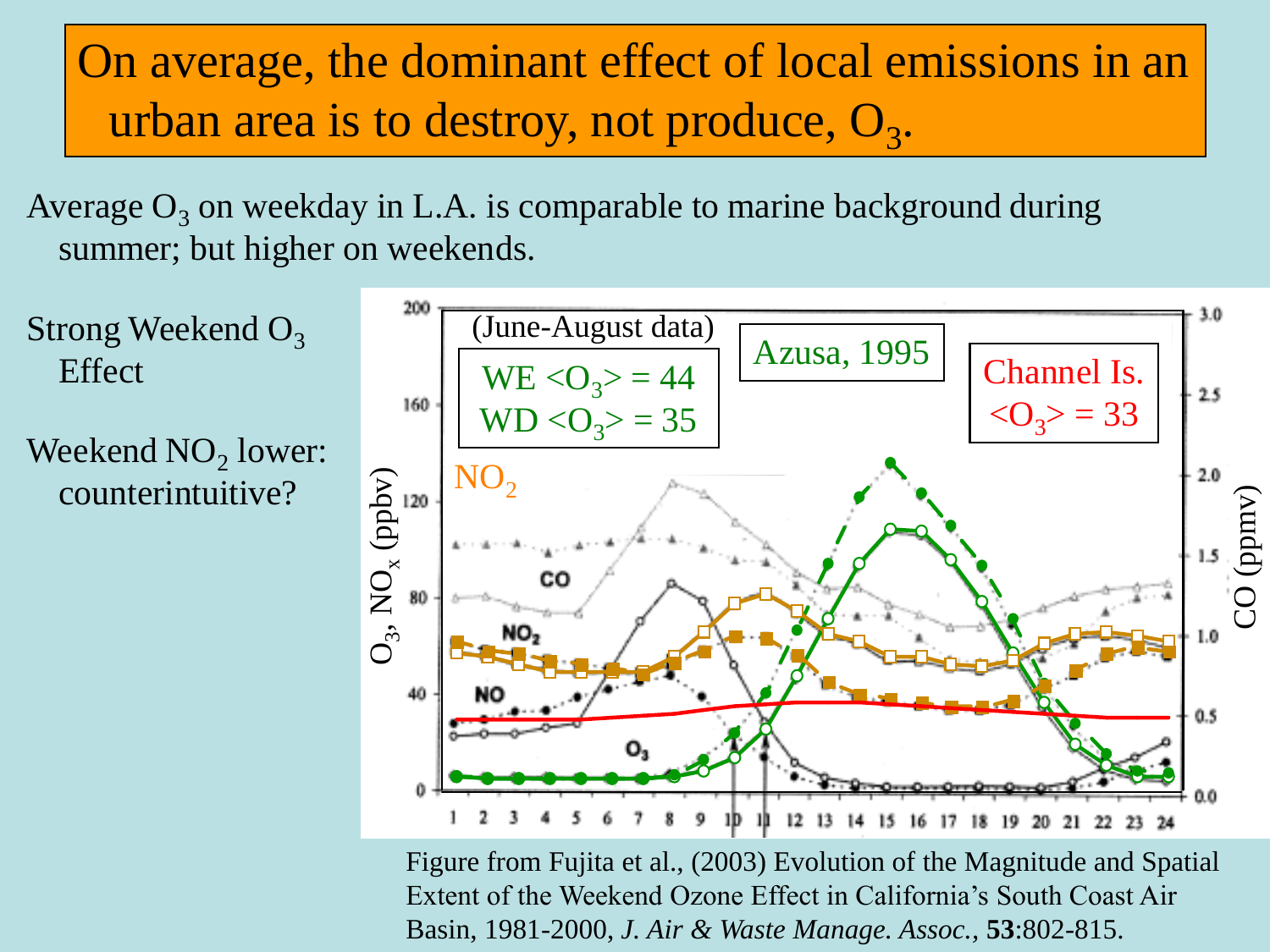# On average, the dominant effect of local emissions in an urban area is to destroy, not produce, $O_3$.

Average $O_3$ on weekday in L.A. is comparable to marine background during summer; but higher on weekends.

Strong Weekend $O_3$ Effect

Weekend $NO_2$ lower: counterintuitive?

(June-August data)

WE $\langle O_3 \rangle = 44$
WD $\langle O_3 \rangle = 35$

Azusa, 1995

Channel Is.
$\langle O_3 \rangle = 33$

Figure from Fujita et al., (2003) Evolution of the Magnitude and Spatial Extent of the Weekend Ozone Effect in California's South Coast Air Basin, 1981-2000, *J. Air & Waste Manage. Assoc.*, **53**:802-815.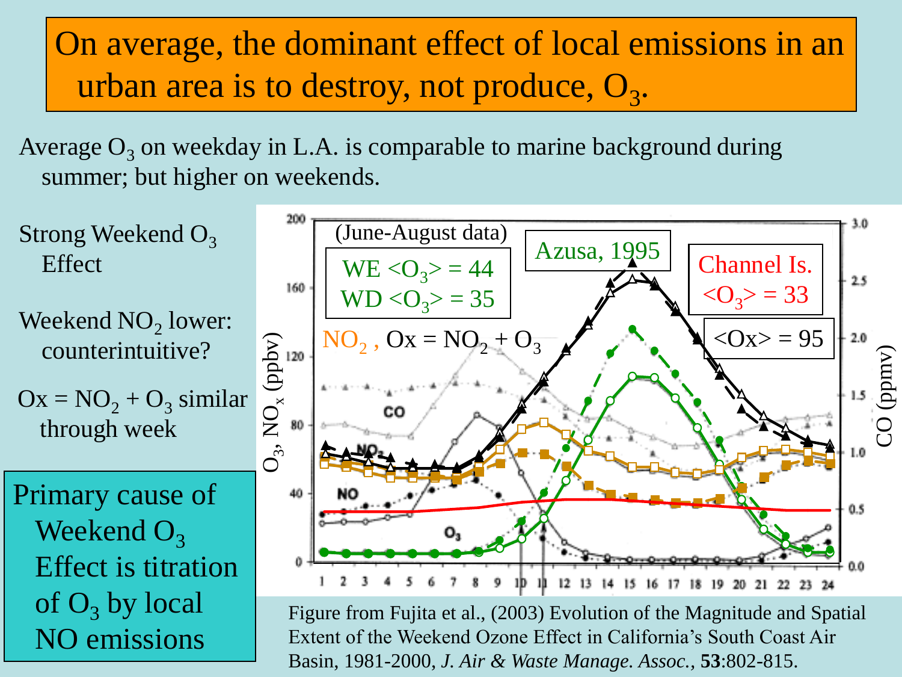# On average, the dominant effect of local emissions in an urban area is to destroy, not produce, $O_3$.

Average $O_3$ on weekday in L.A. is comparable to marine background during summer; but higher on weekends.

Strong Weekend $O_3$ Effect

Weekend $NO_2$ lower: counterintuitive?

$Ox = NO_2 + O_3$ similar through week

**Primary cause of Weekend $O_3$ Effect is titration of $O_3$ by local NO emissions**

(June-August data)

WE $\langle O_3 \rangle = 44$
WD $\langle O_3 \rangle = 35$

Azusa, 1995

Channel Is. $\langle O_3 \rangle = 33$

$NO_2$, $Ox = NO_2 + O_3$

$\langle Ox \rangle = 95$

Figure from Fujita et al., (2003) Evolution of the Magnitude and Spatial Extent of the Weekend Ozone Effect in California's South Coast Air Basin, 1981-2000, *J. Air & Waste Manage. Assoc.*, **53**:802-815.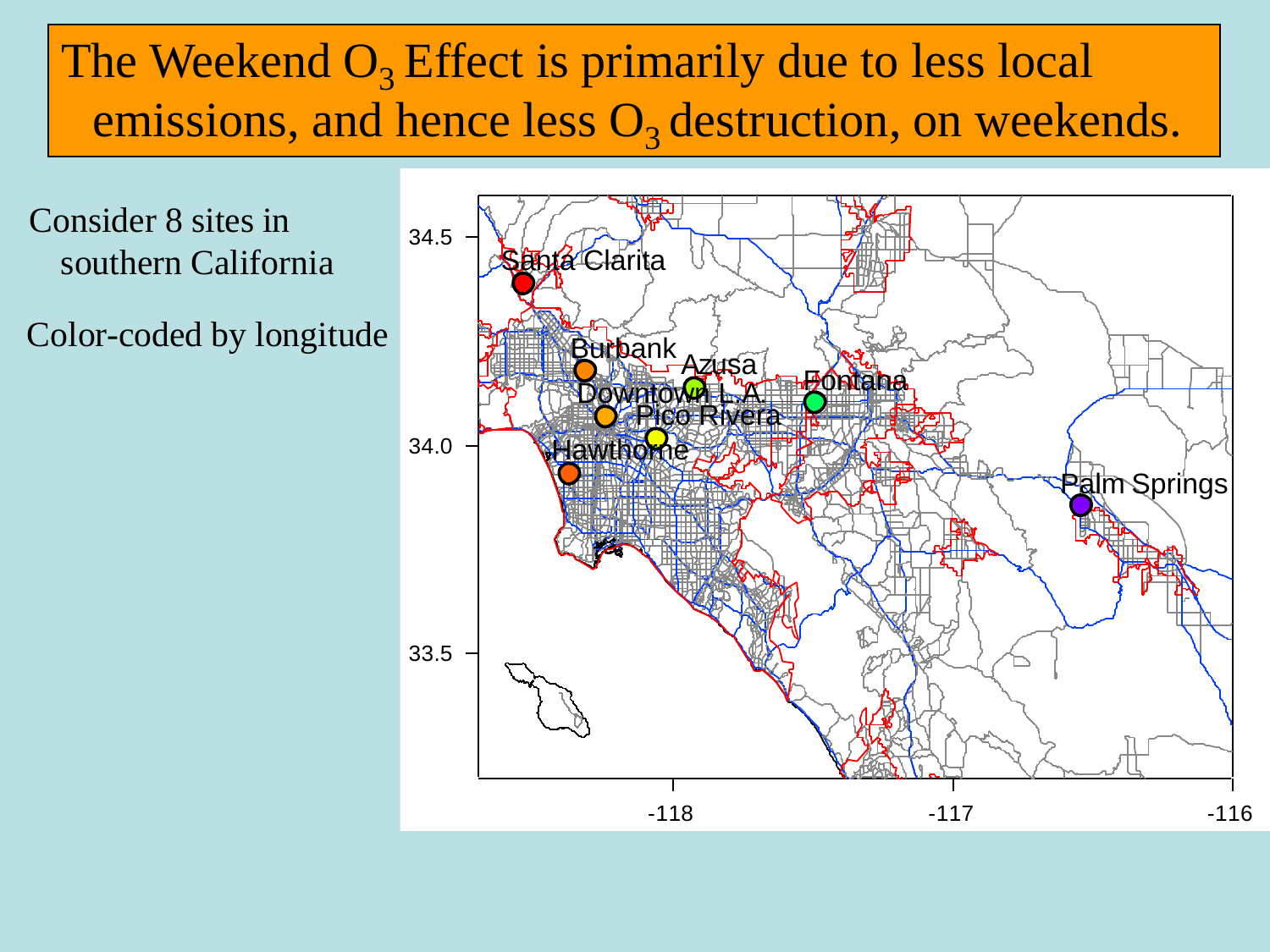# The Weekend $O_3$ Effect is primarily due to less local emissions, and hence less $O_3$ destruction, on weekends.

Consider 8 sites in southern California

Color-coded by longitude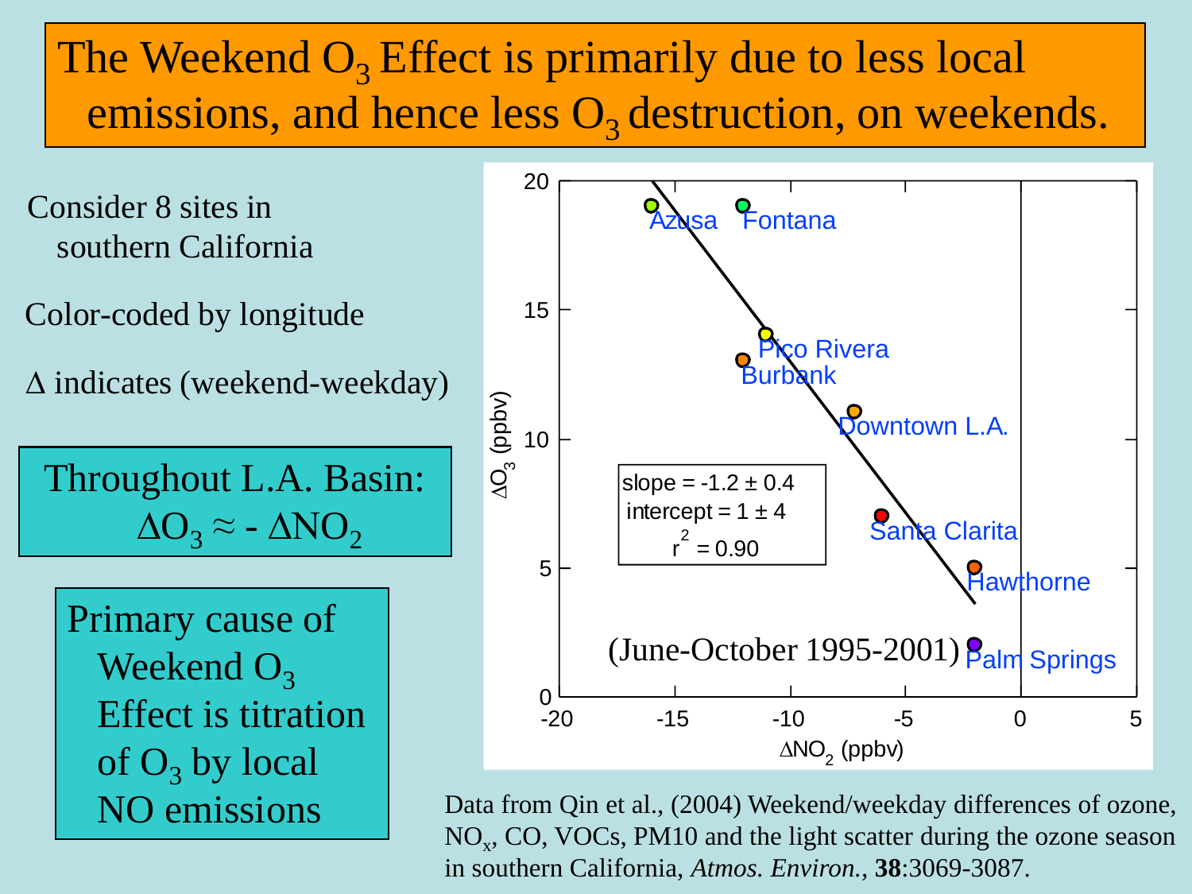# The Weekend $O_3$ Effect is primarily due to less local emissions, and hence less $O_3$ destruction, on weekends.

Consider 8 sites in southern California

Color-coded by longitude

$\Delta$ indicates (weekend-weekday)

Throughout L.A. Basin: $\Delta O_3 \approx -\Delta NO_2$

Primary cause of Weekend $O_3$ Effect is titration of $O_3$ by local NO emissions

| Site | $\Delta NO_2$ (ppbv) | $\Delta O_3$ (ppbv) |
|---|---|---|
| Azusa | -16 | 19 |
| Fontana | -12 | 19 |
| Pico Rivera | -11 | 14 |
| Burbank | -12 | 13 |
| Downtown L.A. | -7.2 | 11.1 |
| Santa Clarita | -6 | 7 |
| Hawthorne | -2 | 5 |
| Palm Springs | -2 | 2 |

slope = $-1.2 \pm 0.4$
intercept = $1 \pm 4$
$r^2 = 0.90$

(June-October 1995-2001)

Data from Qin et al., (2004) Weekend/weekday differences of ozone, $NO_x$, CO, VOCs, PM10 and the light scatter during the ozone season in southern California, *Atmos. Environ.*, **38**:3069-3087.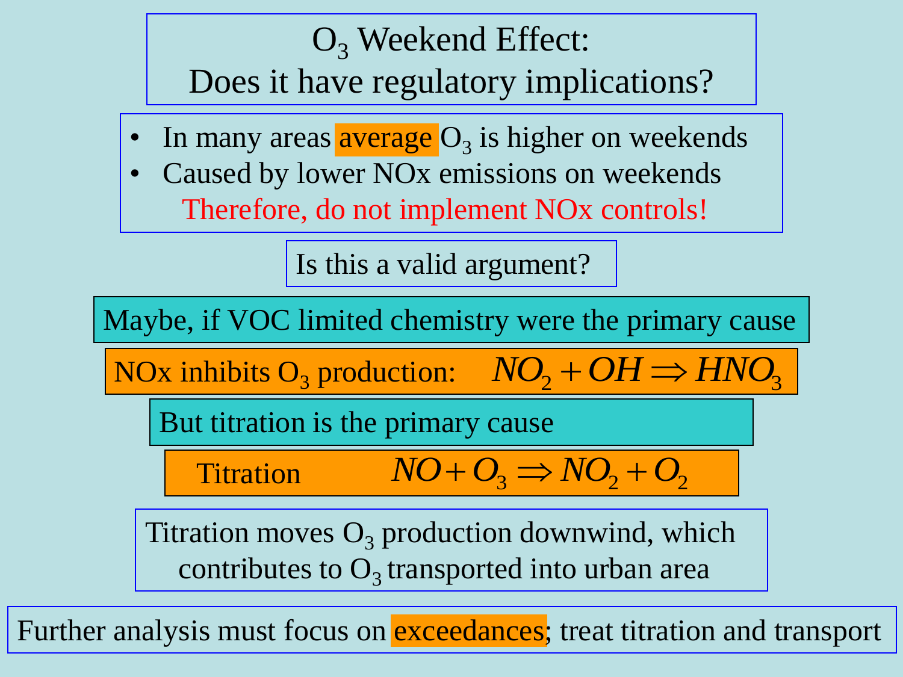# $O_3$ Weekend Effect: Does it have regulatory implications?

- In many areas average $O_3$ is higher on weekends
- Caused by lower NOx emissions on weekends

Therefore, do not implement NOx controls!

Is this a valid argument?

Maybe, if VOC limited chemistry were the primary cause

NOx inhibits $O_3$ production: $NO_2 + OH \Rightarrow HNO_3$

But titration is the primary cause

Titration $NO + O_3 \Rightarrow NO_2 + O_2$

Titration moves $O_3$ production downwind, which contributes to $O_3$ transported into urban area

Further analysis must focus on exceedances; treat titration and transport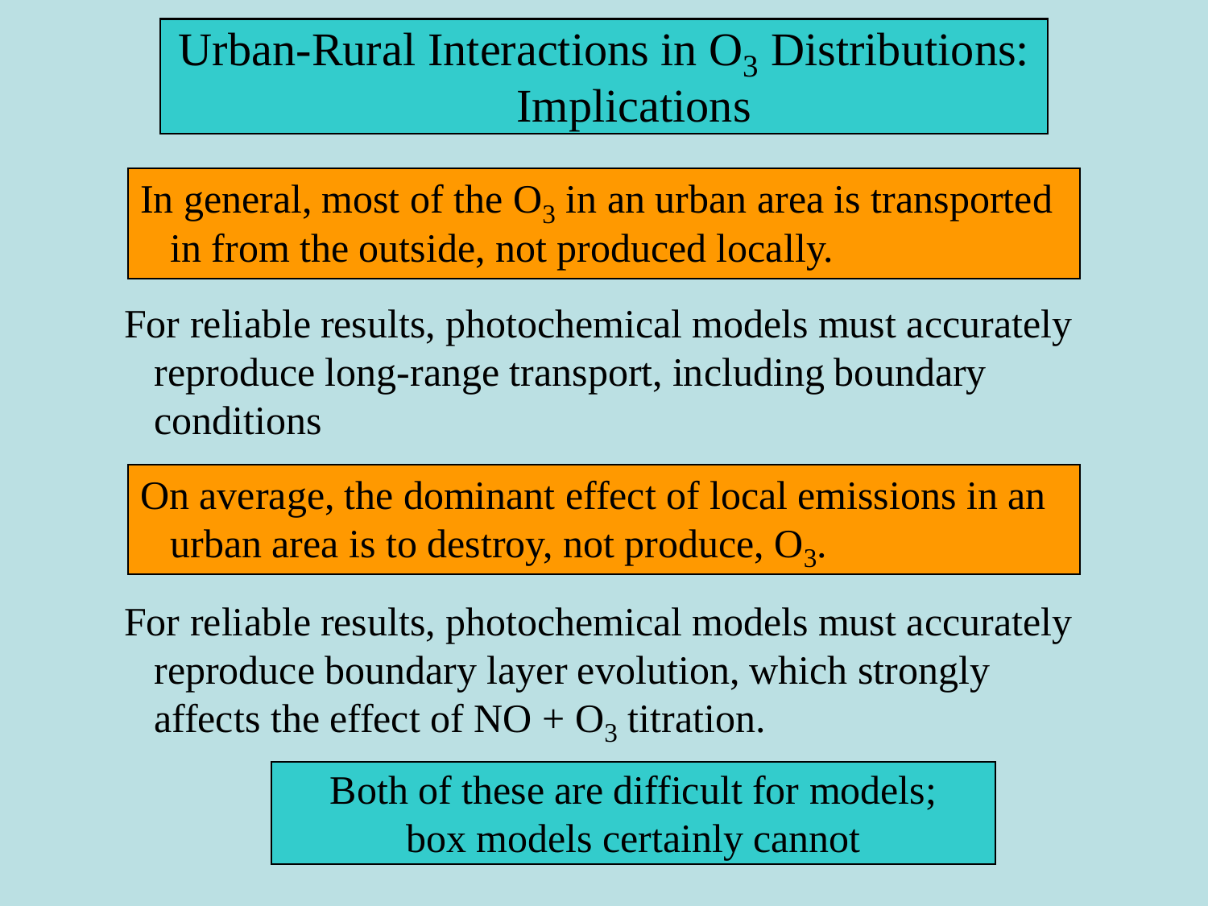# Urban-Rural Interactions in $O_3$ Distributions: Implications

In general, most of the $O_3$ in an urban area is transported in from the outside, not produced locally.

For reliable results, photochemical models must accurately reproduce long-range transport, including boundary conditions

On average, the dominant effect of local emissions in an urban area is to destroy, not produce, $O_3$.

For reliable results, photochemical models must accurately reproduce boundary layer evolution, which strongly affects the effect of $NO + O_3$ titration.

Both of these are difficult for models; box models certainly cannot